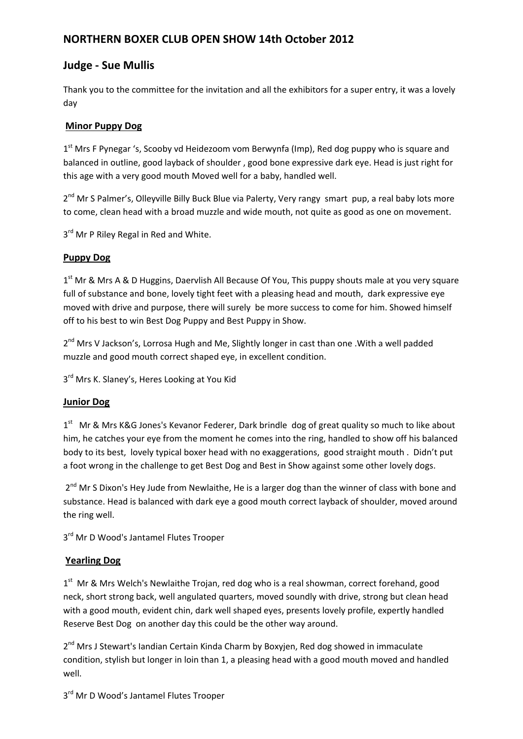# NORTHERN BOXER CLUB OPEN SHOW 14th October 2012

## Judge - Sue Mullis

Thank you to the committee for the invitation and all the exhibitors for a super entry, it was a lovely day

### Minor Puppy Dog

1st Mrs F Pynegar 's, Scooby vd Heidezoom vom Berwynfa (Imp), Red dog puppy who is square and balanced in outline, good layback of shoulder , good bone expressive dark eye. Head is just right for this age with a very good mouth Moved well for a baby, handled well.

2nd Mr S Palmer's, Olleyville Billy Buck Blue via Palerty, Very rangy smart pup, a real baby lots more to come, clean head with a broad muzzle and wide mouth, not quite as good as one on movement.

3rd Mr P Riley Regal in Red and White.

### Puppy Dog

1st Mr & Mrs A & D Huggins, Daervlish All Because Of You, This puppy shouts male at you very square full of substance and bone, lovely tight feet with a pleasing head and mouth, dark expressive eye moved with drive and purpose, there will surely be more success to come for him. Showed himself off to his best to win Best Dog Puppy and Best Puppy in Show.

2nd Mrs V Jackson's, Lorrosa Hugh and Me, Slightly longer in cast than one .With a well padded muzzle and good mouth correct shaped eye, in excellent condition.

3rd Mrs K. Slaney's, Heres Looking at You Kid

### Junior Dog

1st Mr & Mrs K&G Jones's Kevanor Federer, Dark brindle dog of great quality so much to like about him, he catches your eye from the moment he comes into the ring, handled to show off his balanced body to its best, lovely typical boxer head with no exaggerations, good straight mouth . Didn't put a foot wrong in the challenge to get Best Dog and Best in Show against some other lovely dogs.

2nd Mr S Dixon's Hey Jude from Newlaithe, He is a larger dog than the winner of class with bone and substance. Head is balanced with dark eye a good mouth correct layback of shoulder, moved around the ring well.

3rd Mr D Wood's Jantamel Flutes Trooper

### Yearling Dog

1st Mr & Mrs Welch's Newlaithe Trojan, red dog who is a real showman, correct forehand, good neck, short strong back, well angulated quarters, moved soundly with drive, strong but clean head with a good mouth, evident chin, dark well shaped eyes, presents lovely profile, expertly handled Reserve Best Dog on another day this could be the other way around.

2nd Mrs J Stewart's Iandian Certain Kinda Charm by Boxyjen, Red dog showed in immaculate condition, stylish but longer in loin than 1, a pleasing head with a good mouth moved and handled well.

3rd Mr D Wood's Jantamel Flutes Trooper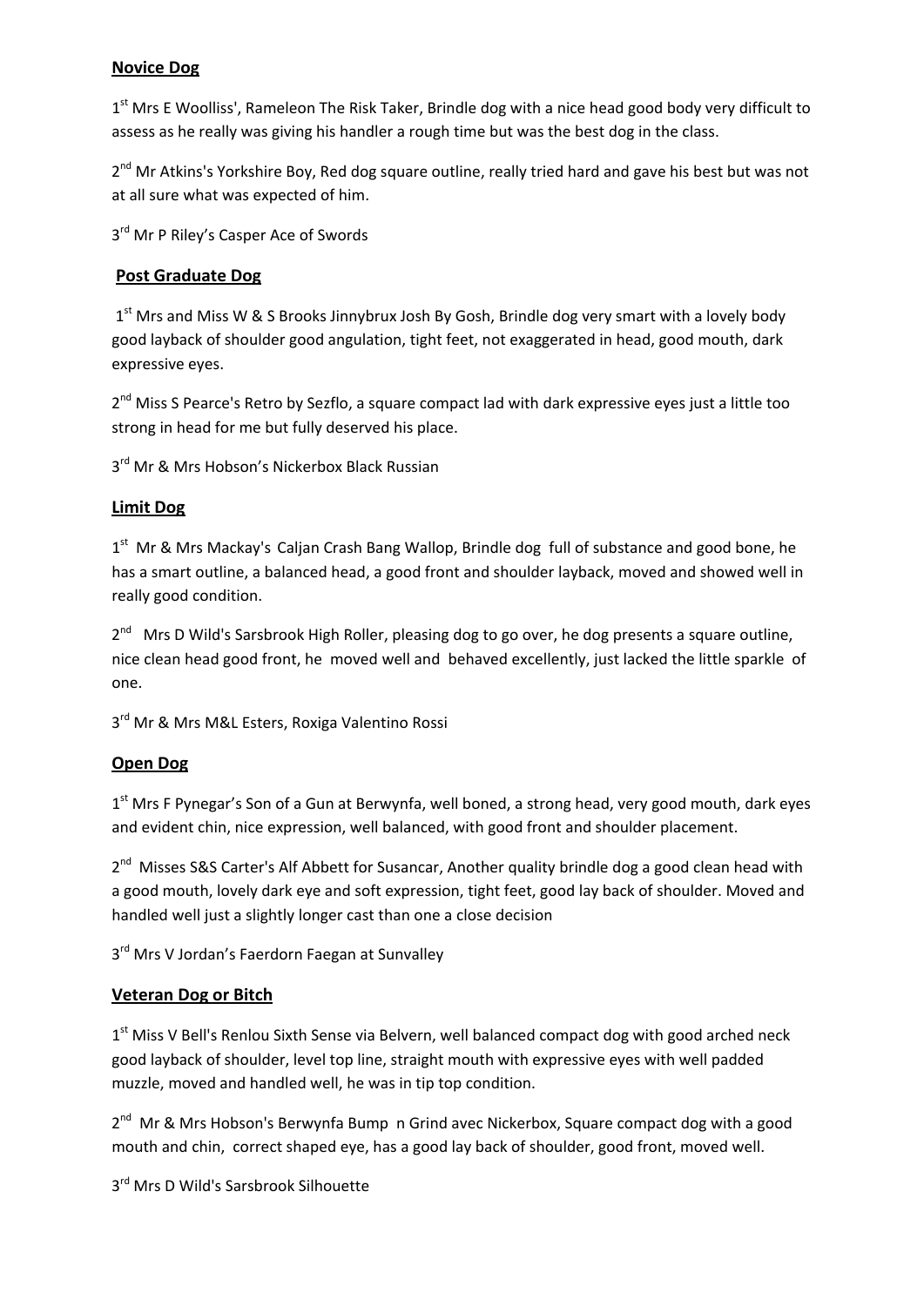**Novice Dog**

1st Mrs E Woolliss', Rameleon The Risk Taker, Brindle dog with a nice head good body very difficult to assess as he really was giving his handler a rough time but was the best dog in the class.

2nd Mr Atkins's Yorkshire Boy, Red dog square outline, really tried hard and gave his best but was not at all sure what was expected of him.

3rd Mr P Riley's Casper Ace of Swords

**Post Graduate Dog**

1st Mrs and Miss W & S Brooks Jinnybrux Josh By Gosh, Brindle dog very smart with a lovely body good layback of shoulder good angulation, tight feet, not exaggerated in head, good mouth, dark expressive eyes.

2nd Miss S Pearce's Retro by Sezflo, a square compact lad with dark expressive eyes just a little too strong in head for me but fully deserved his place.

3rd Mr & Mrs Hobson's Nickerbox Black Russian

**Limit Dog**

1st Mr & Mrs Mackay's Caljan Crash Bang Wallop, Brindle dog full of substance and good bone, he has a smart outline, a balanced head, a good front and shoulder layback, moved and showed well in really good condition.

2nd Mrs D Wild's Sarsbrook High Roller, pleasing dog to go over, he dog presents a square outline, nice clean head good front, he moved well and behaved excellently, just lacked the little sparkle of one.

3rd Mr & Mrs M&L Esters, Roxiga Valentino Rossi

**Open Dog**

1st Mrs F Pynegar's Son of a Gun at Berwynfa, well boned, a strong head, very good mouth, dark eyes and evident chin, nice expression, well balanced, with good front and shoulder placement.

2nd Misses S&S Carter's Alf Abbett for Susancar, Another quality brindle dog a good clean head with a good mouth, lovely dark eye and soft expression, tight feet, good lay back of shoulder. Moved and handled well just a slightly longer cast than one a close decision

3rd Mrs V Jordan's Faerdorn Faegan at Sunvalley

**Veteran Dog or Bitch**

1st Miss V Bell's Renlou Sixth Sense via Belvern, well balanced compact dog with good arched neck good layback of shoulder, level top line, straight mouth with expressive eyes with well padded muzzle, moved and handled well, he was in tip top condition.

2nd Mr & Mrs Hobson's Berwynfa Bump n Grind avec Nickerbox, Square compact dog with a good mouth and chin, correct shaped eye, has a good lay back of shoulder, good front, moved well.

3rd Mrs D Wild's Sarsbrook Silhouette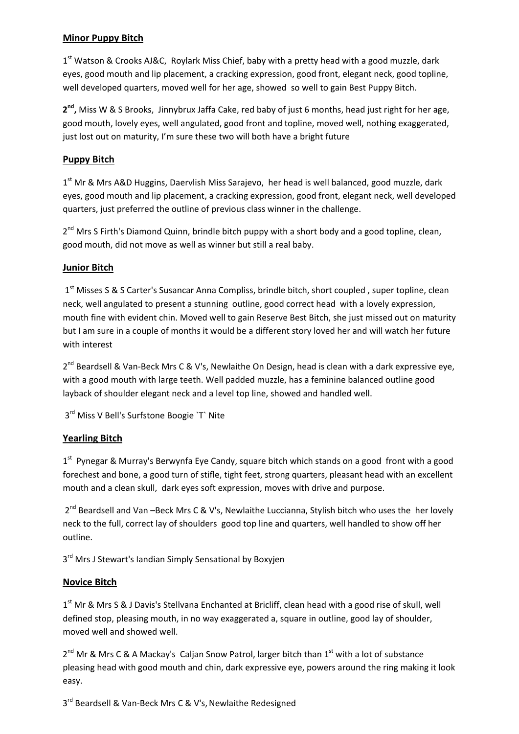## Minor Puppy Bitch

1st Watson & Crooks AJ&C, Roylark Miss Chief, baby with a pretty head with a good muzzle, dark eyes, good mouth and lip placement, a cracking expression, good front, elegant neck, good topline, well developed quarters, moved well for her age, showed so well to gain Best Puppy Bitch.

**2nd,** Miss W & S Brooks, Jinnybrux Jaffa Cake, red baby of just 6 months, head just right for her age, good mouth, lovely eyes, well angulated, good front and topline, moved well, nothing exaggerated, just lost out on maturity, I'm sure these two will both have a bright future

## Puppy Bitch

1st Mr & Mrs A&D Huggins, Daervlish Miss Sarajevo, her head is well balanced, good muzzle, dark eyes, good mouth and lip placement, a cracking expression, good front, elegant neck, well developed quarters, just preferred the outline of previous class winner in the challenge.

2nd Mrs S Firth's Diamond Quinn, brindle bitch puppy with a short body and a good topline, clean, good mouth, did not move as well as winner but still a real baby.

## Junior Bitch

1st Misses S & S Carter's Susancar Anna Compliss, brindle bitch, short coupled , super topline, clean neck, well angulated to present a stunning outline, good correct head with a lovely expression, mouth fine with evident chin. Moved well to gain Reserve Best Bitch, she just missed out on maturity but I am sure in a couple of months it would be a different story loved her and will watch her future with interest

2nd Beardsell & Van-Beck Mrs C & V's, Newlaithe On Design, head is clean with a dark expressive eye, with a good mouth with large teeth. Well padded muzzle, has a feminine balanced outline good layback of shoulder elegant neck and a level top line, showed and handled well.

3rd Miss V Bell's Surfstone Boogie `T` Nite

## Yearling Bitch

1st Pynegar & Murray's Berwynfa Eye Candy, square bitch which stands on a good front with a good forechest and bone, a good turn of stifle, tight feet, strong quarters, pleasant head with an excellent mouth and a clean skull, dark eyes soft expression, moves with drive and purpose.

2nd Beardsell and Van –Beck Mrs C & V's, Newlaithe Luccianna, Stylish bitch who uses the her lovely neck to the full, correct lay of shoulders good top line and quarters, well handled to show off her outline.

3rd Mrs J Stewart's Iandian Simply Sensational by Boxyjen

## Novice Bitch

1st Mr & Mrs S & J Davis's Stellvana Enchanted at Bricliff, clean head with a good rise of skull, well defined stop, pleasing mouth, in no way exaggerated a, square in outline, good lay of shoulder, moved well and showed well.

2nd Mr & Mrs C & A Mackay's Caljan Snow Patrol, larger bitch than 1st with a lot of substance pleasing head with good mouth and chin, dark expressive eye, powers around the ring making it look easy.

3rd Beardsell & Van-Beck Mrs C & V's, Newlaithe Redesigned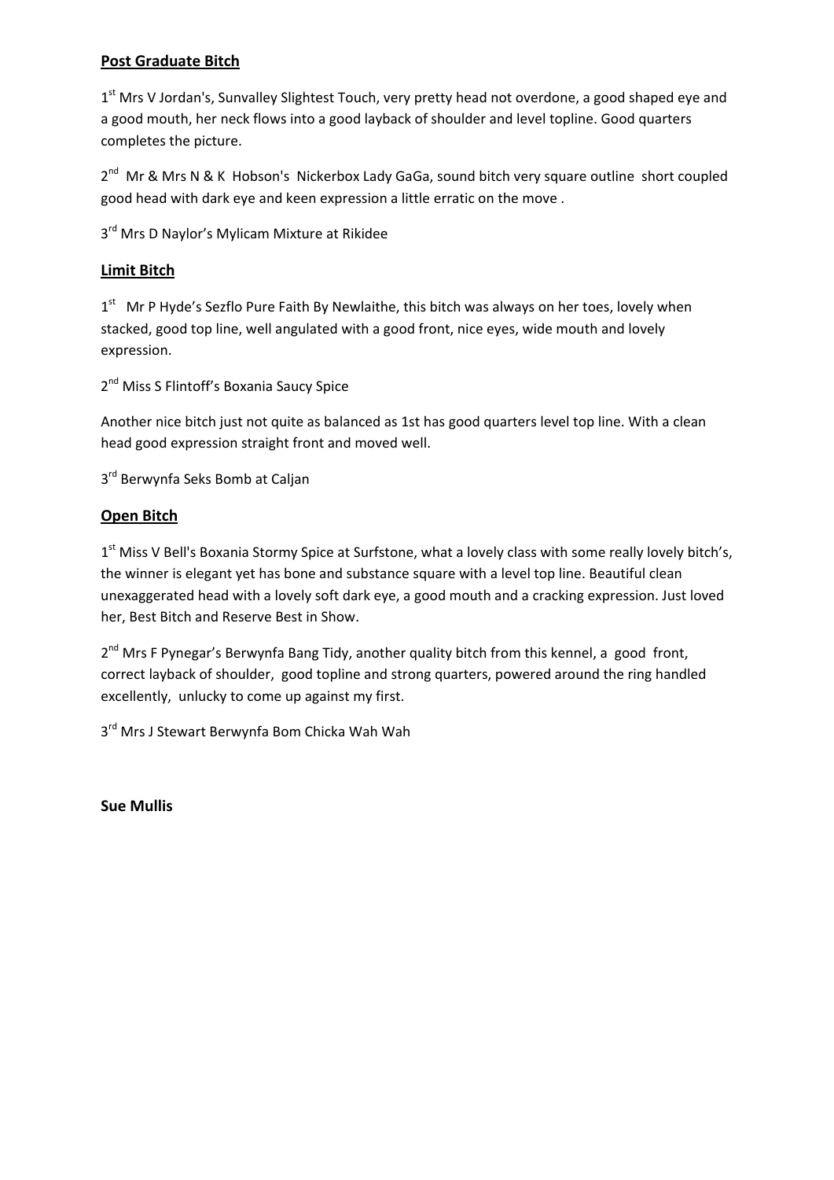## Post Graduate Bitch

1st Mrs V Jordan's, Sunvalley Slightest Touch, very pretty head not overdone, a good shaped eye and a good mouth, her neck flows into a good layback of shoulder and level topline. Good quarters completes the picture.

2nd Mr & Mrs N & K Hobson's Nickerbox Lady GaGa, sound bitch very square outline short coupled good head with dark eye and keen expression a little erratic on the move .

3rd Mrs D Naylor's Mylicam Mixture at Rikidee

## Limit Bitch

1st Mr P Hyde's Sezflo Pure Faith By Newlaithe, this bitch was always on her toes, lovely when stacked, good top line, well angulated with a good front, nice eyes, wide mouth and lovely expression.

2nd Miss S Flintoff's Boxania Saucy Spice

Another nice bitch just not quite as balanced as 1st has good quarters level top line. With a clean head good expression straight front and moved well.

3rd Berwynfa Seks Bomb at Caljan

## Open Bitch

1st Miss V Bell's Boxania Stormy Spice at Surfstone, what a lovely class with some really lovely bitch's, the winner is elegant yet has bone and substance square with a level top line. Beautiful clean unexaggerated head with a lovely soft dark eye, a good mouth and a cracking expression. Just loved her, Best Bitch and Reserve Best in Show.

2nd Mrs F Pynegar's Berwynfa Bang Tidy, another quality bitch from this kennel, a good front, correct layback of shoulder, good topline and strong quarters, powered around the ring handled excellently, unlucky to come up against my first.

3rd Mrs J Stewart Berwynfa Bom Chicka Wah Wah

**Sue Mullis**